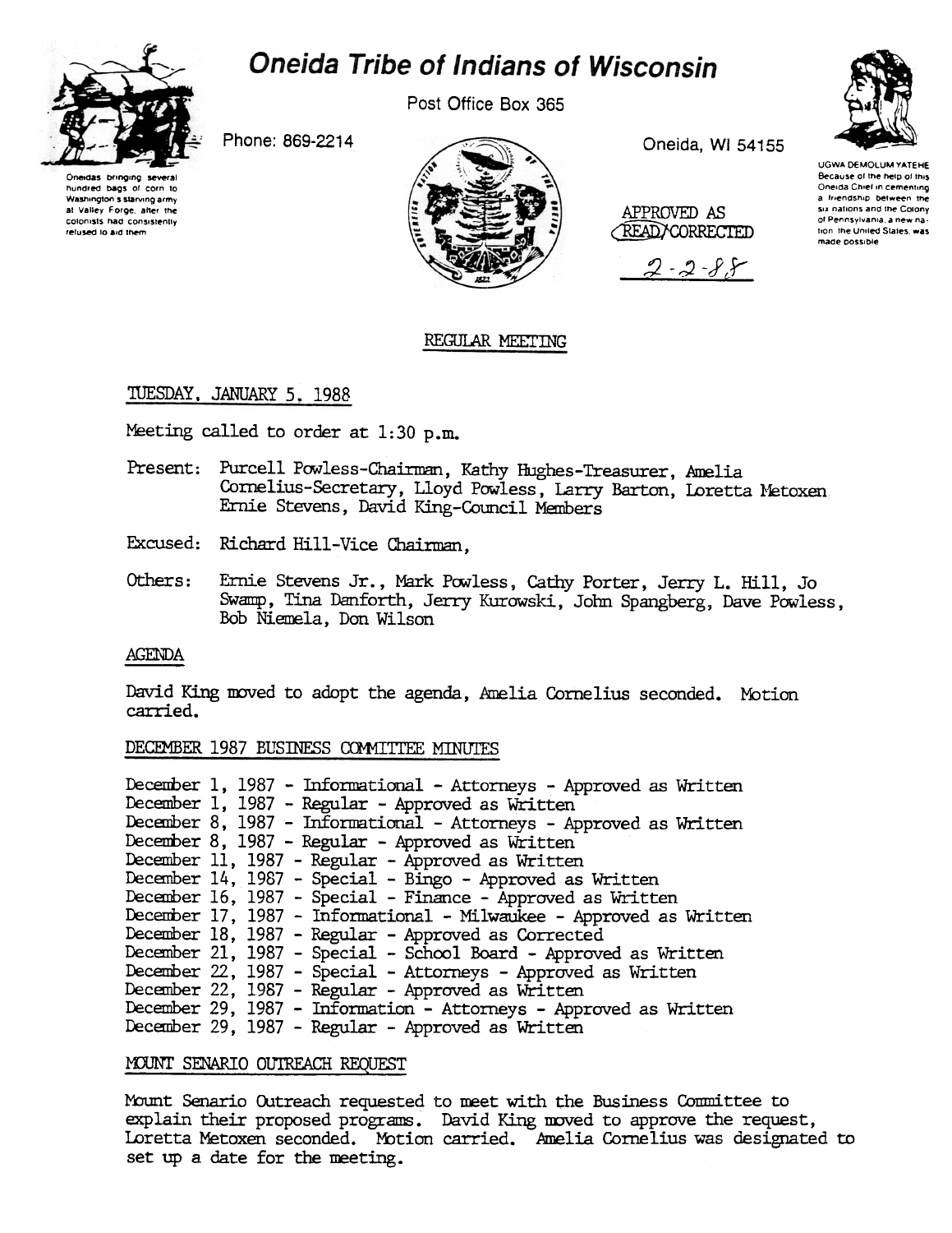# Oneida Tribe of Indians of Wisconsin

Post Office Box 365

Phone: 869-2214

Oneida, WI 54155

Oneidas bringing several hundred bags of corn to Washington's starving army at Valley Forge, after the colonists had consistently refused to aid them

UGWA DEMOLUM YATEHE Because of the help of this Oneida Chief in cementing a friendship between the six nations and the Colony of Pennsylvania, a new nation, the United States, was made possible

APPROVED AS READ/CORRECTED

2-2-88

## REGULAR MEETING

### TUESDAY, JANUARY 5, 1988

Meeting called to order at 1:30 p.m.

Present: Purcell Powless-Chairman, Kathy Hughes-Treasurer, Amelia Cornelius-Secretary, Lloyd Powless, Larry Barton, Loretta Metoxen Ernie Stevens, David King-Council Members

Excused: Richard Hill-Vice Chairman,

Others: Ernie Stevens Jr., Mark Powless, Cathy Porter, Jerry L. Hill, Jo Swamp, Tina Danforth, Jerry Kurowski, John Spangberg, Dave Powless, Bob Niemela, Don Wilson

### AGENDA

David King moved to adopt the agenda, Amelia Cornelius seconded. Motion carried.

### DECEMBER 1987 BUSINESS COMMITTEE MINUTES

December 1, 1987 - Informational - Attorneys - Approved as Written
December 1, 1987 - Regular - Approved as Written
December 8, 1987 - Informational - Attorneys - Approved as Written
December 8, 1987 - Regular - Approved as Written
December 11, 1987 - Regular - Approved as Written
December 14, 1987 - Special - Bingo - Approved as Written
December 16, 1987 - Special - Finance - Approved as Written
December 17, 1987 - Informational - Milwaukee - Approved as Written
December 18, 1987 - Regular - Approved as Corrected
December 21, 1987 - Special - School Board - Approved as Written
December 22, 1987 - Special - Attorneys - Approved as Written
December 22, 1987 - Regular - Approved as Written
December 29, 1987 - Information - Attorneys - Approved as Written
December 29, 1987 - Regular - Approved as Written

### MOUNT SENARIO OUTREACH REQUEST

Mount Senario Outreach requested to meet with the Business Committee to explain their proposed programs. David King moved to approve the request, Loretta Metoxen seconded. Motion carried. Amelia Cornelius was designated to set up a date for the meeting.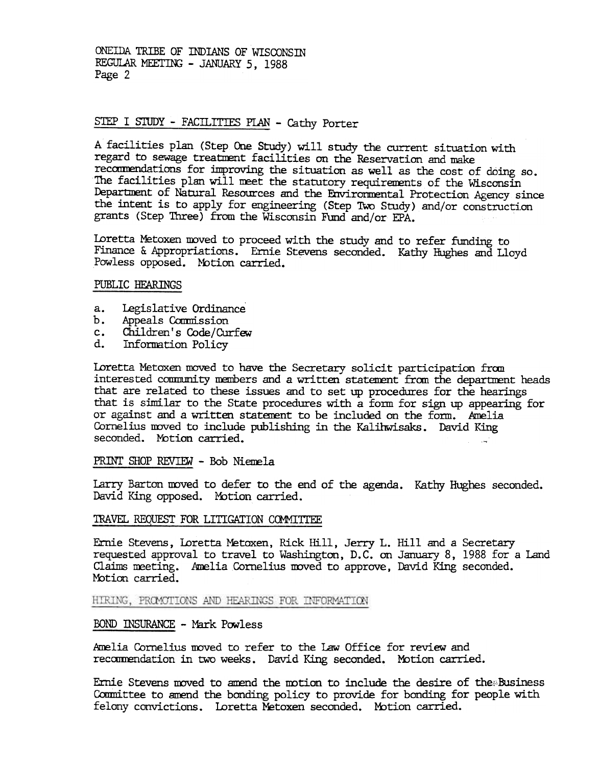STEP I STUDY - FACILITIES PLAN - Cathy Porter

A facilities plan (Step One Study) will study the current situation with regard to sewage treatment facilities on the Reservation and make recommendations for improving the situation as well as the cost of doing so. The facilities plan will meet the statutory requirements of the Wisconsin Department of Natural Resources and the Environmental Protection Agency since the intent is to apply for engineering (Step Two Study) and/or construction grants (Step Three) from the Wisconsin Fund and/or EPA.

Loretta Metoxen moved to proceed with the study and to refer funding to Finance & Appropriations. Ernie Stevens seconded. Kathy Hughes and Lloyd Powless opposed. Motion carried.

PUBLIC HEARINGS

a. Legislative Ordinance
b. Appeals Commission
c. Children's Code/Curfew
d. Information Policy

Loretta Metoxen moved to have the Secretary solicit participation from interested community members and a written statement from the department heads that are related to these issues and to set up procedures for the hearings that is similar to the State procedures with a form for sign up appearing for or against and a written statement to be included on the form. Amelia Cornelius moved to include publishing in the Kalihwisaks. David King seconded. Motion carried.

PRINT SHOP REVIEW - Bob Niemela

Larry Barton moved to defer to the end of the agenda. Kathy Hughes seconded. David King opposed. Motion carried.

TRAVEL REQUEST FOR LITIGATION COMMITTEE

Ernie Stevens, Loretta Metoxen, Rick Hill, Jerry L. Hill and a Secretary requested approval to travel to Washington, D.C. on January 8, 1988 for a Land Claims meeting. Amelia Cornelius moved to approve, David King seconded. Motion carried.

HIRING, PROMOTIONS AND HEARINGS FOR INFORMATION

BOND INSURANCE - Mark Powless

Amelia Cornelius moved to refer to the Law Office for review and recommendation in two weeks. David King seconded. Motion carried.

Ernie Stevens moved to amend the motion to include the desire of the Business Committee to amend the bonding policy to provide for bonding for people with felony convictions. Loretta Metoxen seconded. Motion carried.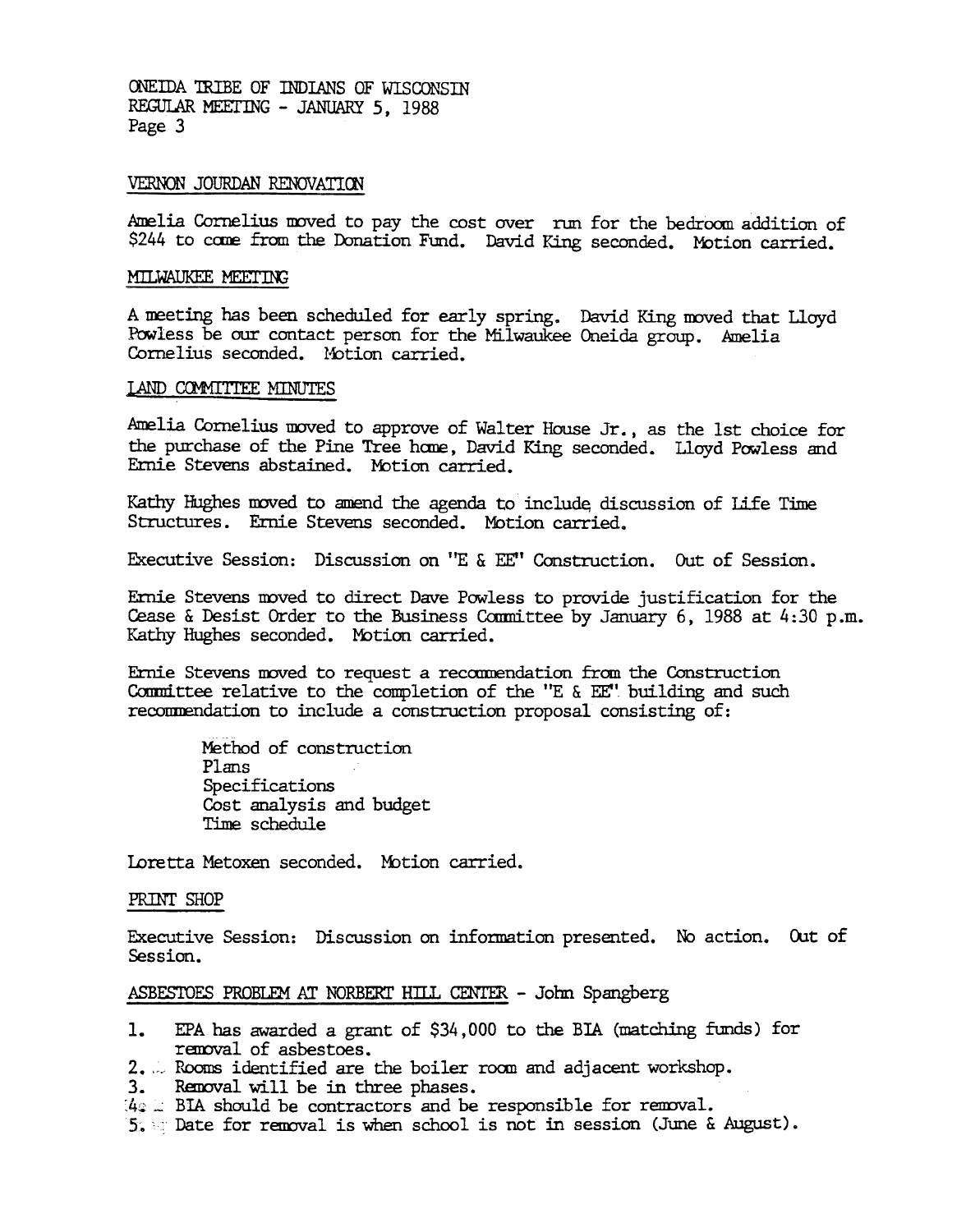## VERNON JOURDAN RENOVATION

Amelia Cornelius moved to pay the cost over run for the bedroom addition of $244 to come from the Donation Fund. David King seconded. Motion carried.

## MILWAUKEE MEETING

A meeting has been scheduled for early spring. David King moved that Lloyd Powless be our contact person for the Milwaukee Oneida group. Amelia Cornelius seconded. Motion carried.

## LAND COMMITTEE MINUTES

Amelia Cornelius moved to approve of Walter House Jr., as the 1st choice for the purchase of the Pine Tree home, David King seconded. Lloyd Powless and Ernie Stevens abstained. Motion carried.

Kathy Hughes moved to amend the agenda to include discussion of Life Time Structures. Ernie Stevens seconded. Motion carried.

Executive Session: Discussion on "E & EE" Construction. Out of Session.

Ernie Stevens moved to direct Dave Powless to provide justification for the Cease & Desist Order to the Business Committee by January 6, 1988 at 4:30 p.m. Kathy Hughes seconded. Motion carried.

Ernie Stevens moved to request a recommendation from the Construction Committee relative to the completion of the "E & EE" building and such recommendation to include a construction proposal consisting of:

- Method of construction
- Plans
- Specifications
- Cost analysis and budget
- Time schedule

Loretta Metoxen seconded. Motion carried.

## PRINT SHOP

Executive Session: Discussion on information presented. No action. Out of Session.

## ASBESTOES PROBLEM AT NORBERT HILL CENTER - John Spangberg

1. EPA has awarded a grant of $34,000 to the BIA (matching funds) for removal of asbestoes.
2. Rooms identified are the boiler room and adjacent workshop.
3. Removal will be in three phases.
4. BIA should be contractors and be responsible for removal.
5. Date for removal is when school is not in session (June & August).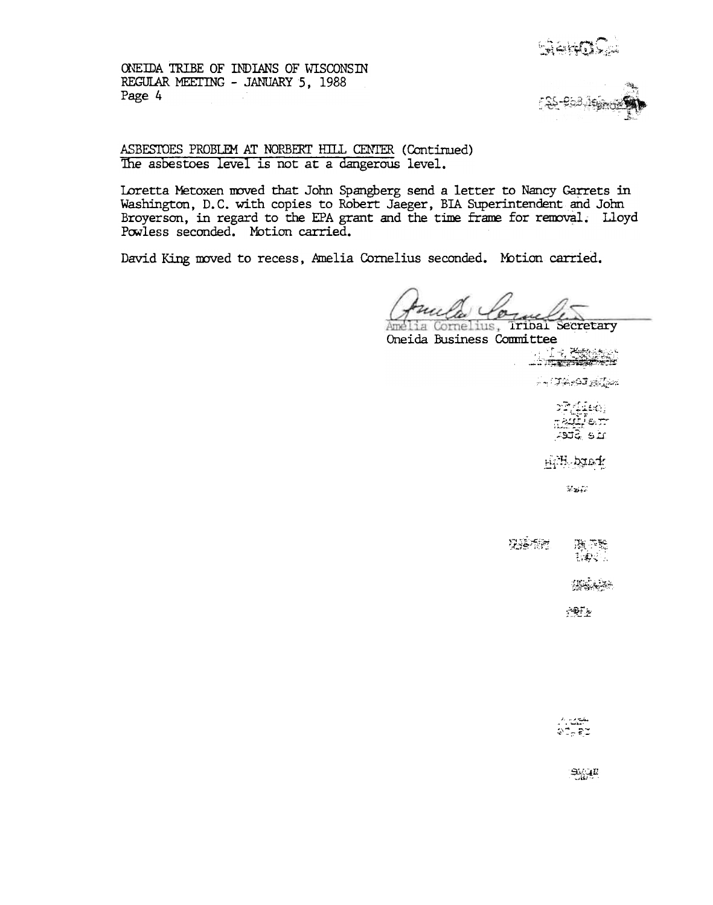ONEIDA TRIBE OF INDIANS OF WISCONSIN
REGULAR MEETING - JANUARY 5, 1988
Page 4

ASBESTOES PROBLEM AT NORBERT HILL CENTER (Continued)
The asbestoes level is not at a dangerous level.

Loretta Metoxen moved that John Spangberg send a letter to Nancy Garrets in Washington, D.C. with copies to Robert Jaeger, BIA Superintendent and John Broyerson, in regard to the EPA grant and the time frame for removal. Lloyd Powless seconded. Motion carried.

David King moved to recess, Amelia Cornelius seconded. Motion carried.

Amelia Cornelius, Tribal Secretary
Oneida Business Committee